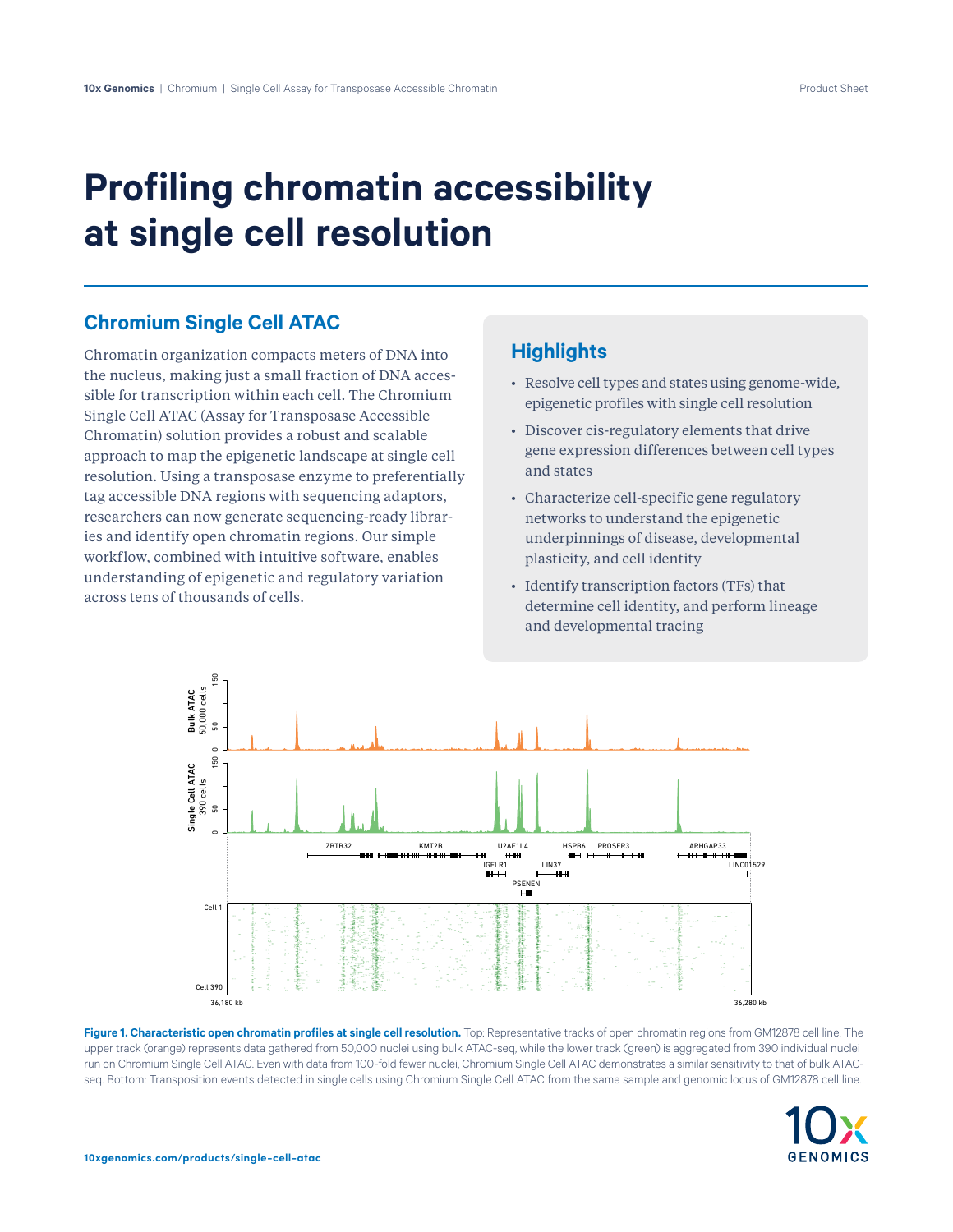# Profiling chromatin accessibility at single cell resolution

## Chromium Single Cell ATAC

Chromatin organization compacts meters of DNA into the nucleus, making just a small fraction of DNA accessible for transcription within each cell. The Chromium Single Cell ATAC (Assay for Transposase Accessible Chromatin) solution provides a robust and scalable approach to map the epigenetic landscape at single cell resolution. Using a transposase enzyme to preferentially tag accessible DNA regions with sequencing adaptors, researchers can now generate sequencing-ready libraries and identify open chromatin regions. Our simple workflow, combined with intuitive software, enables understanding of epigenetic and regulatory variation across tens of thousands of cells.

## Highlights

- Resolve cell types and states using genome-wide, epigenetic profiles with single cell resolution
- Discover cis-regulatory elements that drive gene expression differences between cell types and states
- Characterize cell-specific gene regulatory networks to understand the epigenetic underpinnings of disease, developmental plasticity, and cell identity
- Identify transcription factors (TFs) that determine cell identity, and perform lineage and developmental tracing

Bulk ATAC 50,000 cells
150
50
0
Single Cell ATAC 390 cells
150
50
0
ZBTB32
KMT2B
U2AF1L4
HSPB6
PROSER3
ARHGAP33
IGFLR1
LIN37
LINC01529
PSENEN
Cell 1
Cell 390
36,180 kb
36,280 kb

**Figure 1. Characteristic open chromatin profiles at single cell resolution.** Top: Representative tracks of open chromatin regions from GM12878 cell line. The upper track (orange) represents data gathered from 50,000 nuclei using bulk ATAC-seq, while the lower track (green) is aggregated from 390 individual nuclei run on Chromium Single Cell ATAC. Even with data from 100-fold fewer nuclei, Chromium Single Cell ATAC demonstrates a similar sensitivity to that of bulk ATAC-seq. Bottom: Transposition events detected in single cells using Chromium Single Cell ATAC from the same sample and genomic locus of GM12878 cell line.

10xgenomics.com/products/single-cell-atac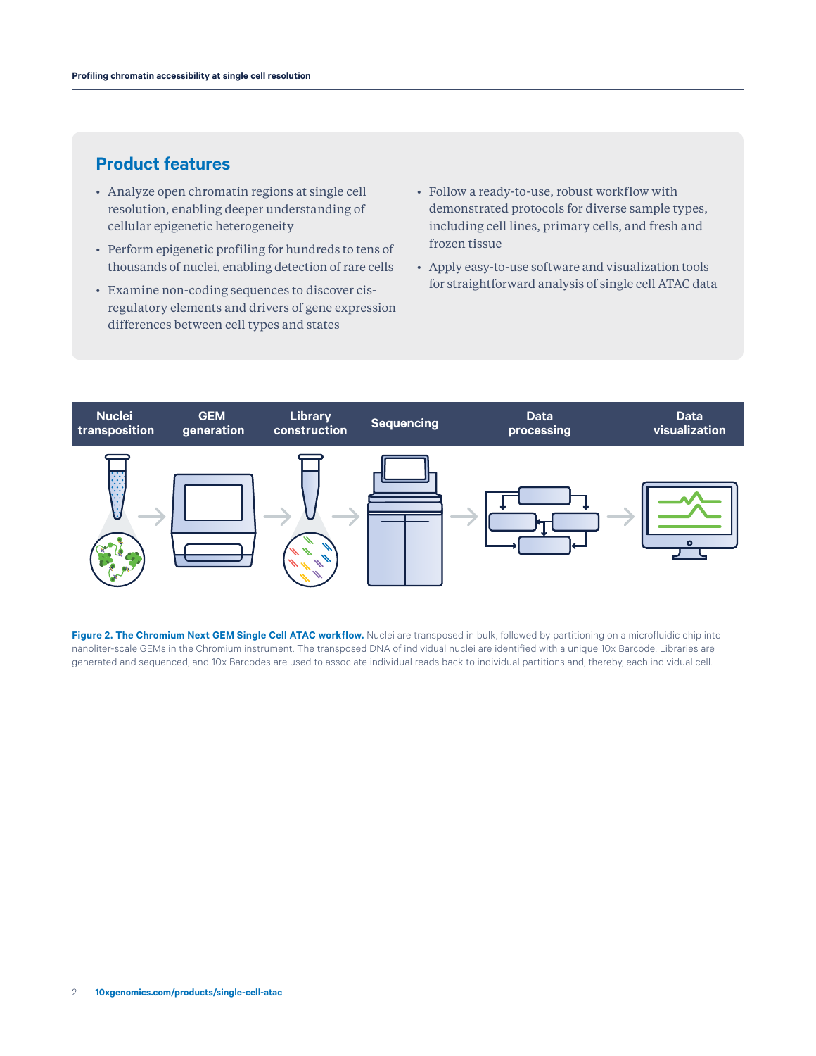## Product features

- Analyze open chromatin regions at single cell resolution, enabling deeper understanding of cellular epigenetic heterogeneity
- Perform epigenetic profiling for hundreds to tens of thousands of nuclei, enabling detection of rare cells
- Examine non-coding sequences to discover cis-regulatory elements and drivers of gene expression differences between cell types and states
- Follow a ready-to-use, robust workflow with demonstrated protocols for diverse sample types, including cell lines, primary cells, and fresh and frozen tissue
- Apply easy-to-use software and visualization tools for straightforward analysis of single cell ATAC data

Nuclei transposition

GEM generation

Library construction

Sequencing

Data processing

Data visualization

**Figure 2. The Chromium Next GEM Single Cell ATAC workflow.** Nuclei are transposed in bulk, followed by partitioning on a microfluidic chip into nanoliter-scale GEMs in the Chromium instrument. The transposed DNA of individual nuclei are identified with a unique 10x Barcode. Libraries are generated and sequenced, and 10x Barcodes are used to associate individual reads back to individual partitions and, thereby, each individual cell.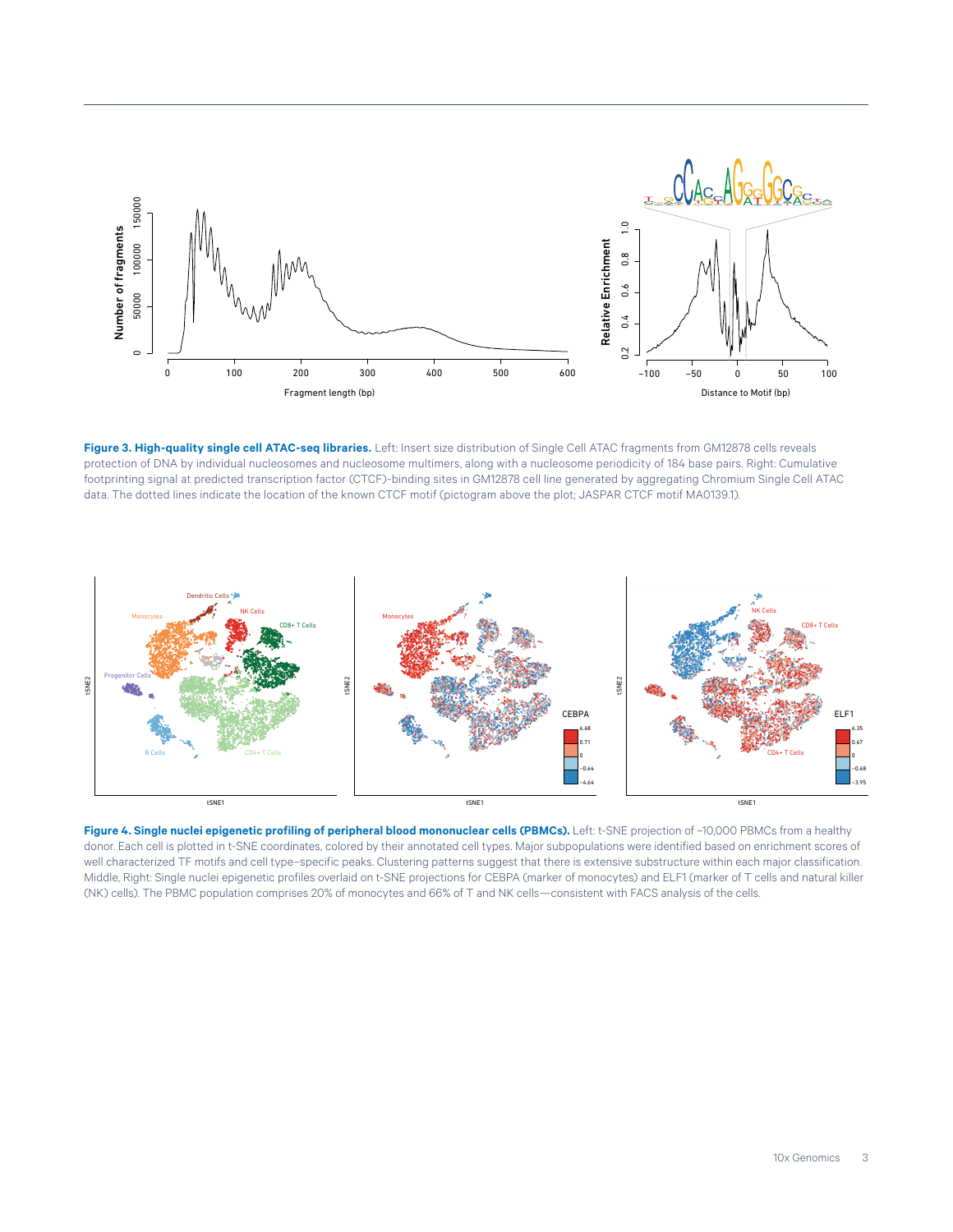Number of fragments

0
50000
100000
150000

0
100
200
300
400
500
600

Fragment length (bp)

Relative Enrichment

0.2
0.4
0.6
0.8
1.0

−100
−50
0
50
100

Distance to Motif (bp)

**Figure 3. High-quality single cell ATAC-seq libraries.** Left: Insert size distribution of Single Cell ATAC fragments from GM12878 cells reveals protection of DNA by individual nucleosomes and nucleosome multimers, along with a nucleosome periodicity of 184 base pairs. Right: Cumulative footprinting signal at predicted transcription factor (CTCF)-binding sites in GM12878 cell line generated by aggregating Chromium Single Cell ATAC data. The dotted lines indicate the location of the known CTCF motif (pictogram above the plot; JASPAR CTCF motif MA0139.1).

Dendritic Cells
Monocytes
NK Cells
CD8+ T Cells
Progenitor Cells
B Cells
CD4+ T Cells
tSNE2
tSNE1

Monocytes
CEBPA
6.68
0.71
0
−0.64
−4.64
tSNE2
tSNE1

NK Cells
CD8+ T Cells
CD4+ T Cells
ELF1
6.35
0.67
0
−0.68
−3.95
tSNE2
tSNE1

**Figure 4. Single nuclei epigenetic profiling of peripheral blood mononuclear cells (PBMCs).** Left: t-SNE projection of ~10,000 PBMCs from a healthy donor. Each cell is plotted in t-SNE coordinates, colored by their annotated cell types. Major subpopulations were identified based on enrichment scores of well characterized TF motifs and cell type–specific peaks. Clustering patterns suggest that there is extensive substructure within each major classification. Middle, Right: Single nuclei epigenetic profiles overlaid on t-SNE projections for CEBPA (marker of monocytes) and ELF1 (marker of T cells and natural killer (NK) cells). The PBMC population comprises 20% of monocytes and 66% of T and NK cells—consistent with FACS analysis of the cells.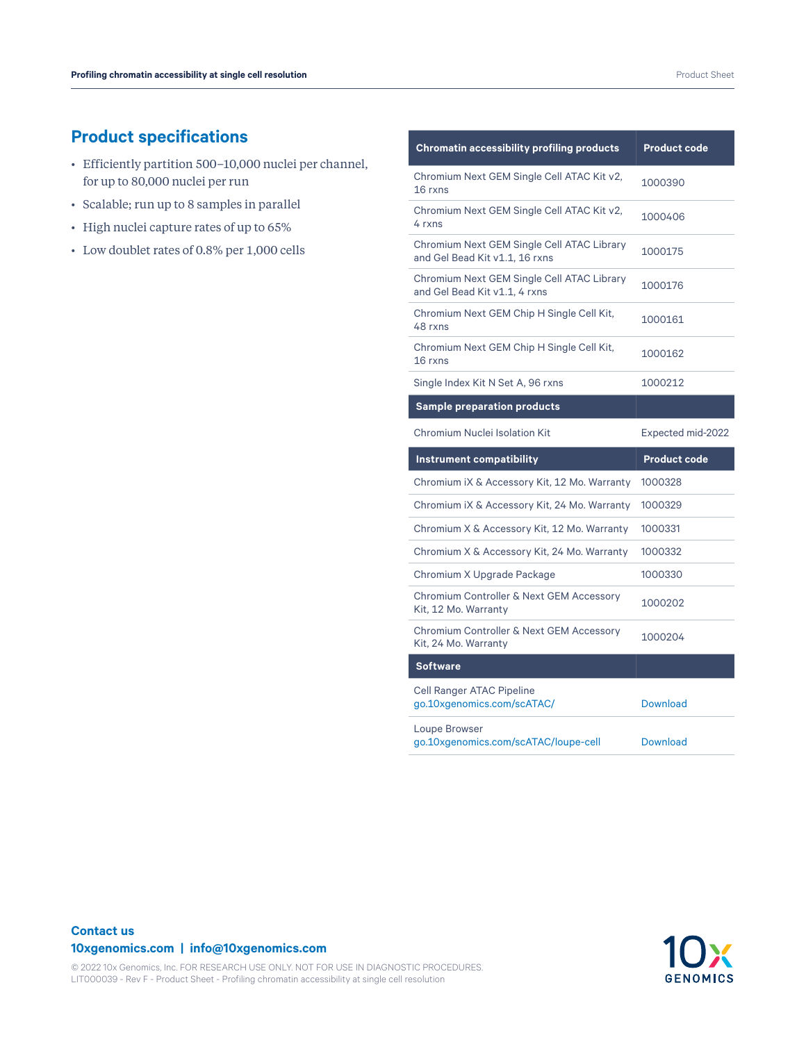## Product specifications

- Efficiently partition 500–10,000 nuclei per channel, for up to 80,000 nuclei per run
- Scalable; run up to 8 samples in parallel
- High nuclei capture rates of up to 65%
- Low doublet rates of 0.8% per 1,000 cells

| Chromatin accessibility profiling products | Product code |
|---|---|
| Chromium Next GEM Single Cell ATAC Kit v2, 16 rxns | 1000390 |
| Chromium Next GEM Single Cell ATAC Kit v2, 4 rxns | 1000406 |
| Chromium Next GEM Single Cell ATAC Library and Gel Bead Kit v1.1, 16 rxns | 1000175 |
| Chromium Next GEM Single Cell ATAC Library and Gel Bead Kit v1.1, 4 rxns | 1000176 |
| Chromium Next GEM Chip H Single Cell Kit, 48 rxns | 1000161 |
| Chromium Next GEM Chip H Single Cell Kit, 16 rxns | 1000162 |
| Single Index Kit N Set A, 96 rxns | 1000212 |
| **Sample preparation products** | |
| Chromium Nuclei Isolation Kit | Expected mid-2022 |
| **Instrument compatibility** | **Product code** |
| Chromium iX & Accessory Kit, 12 Mo. Warranty | 1000328 |
| Chromium iX & Accessory Kit, 24 Mo. Warranty | 1000329 |
| Chromium X & Accessory Kit, 12 Mo. Warranty | 1000331 |
| Chromium X & Accessory Kit, 24 Mo. Warranty | 1000332 |
| Chromium X Upgrade Package | 1000330 |
| Chromium Controller & Next GEM Accessory Kit, 12 Mo. Warranty | 1000202 |
| Chromium Controller & Next GEM Accessory Kit, 24 Mo. Warranty | 1000204 |
| **Software** | |
| Cell Ranger ATAC Pipeline go.10xgenomics.com/scATAC/ | Download |
| Loupe Browser go.10xgenomics.com/scATAC/loupe-cell | Download |

**Contact us**

**10xgenomics.com | info@10xgenomics.com**

© 2022 10x Genomics, Inc. FOR RESEARCH USE ONLY. NOT FOR USE IN DIAGNOSTIC PROCEDURES.
LIT000039 - Rev F - Product Sheet - Profiling chromatin accessibility at single cell resolution